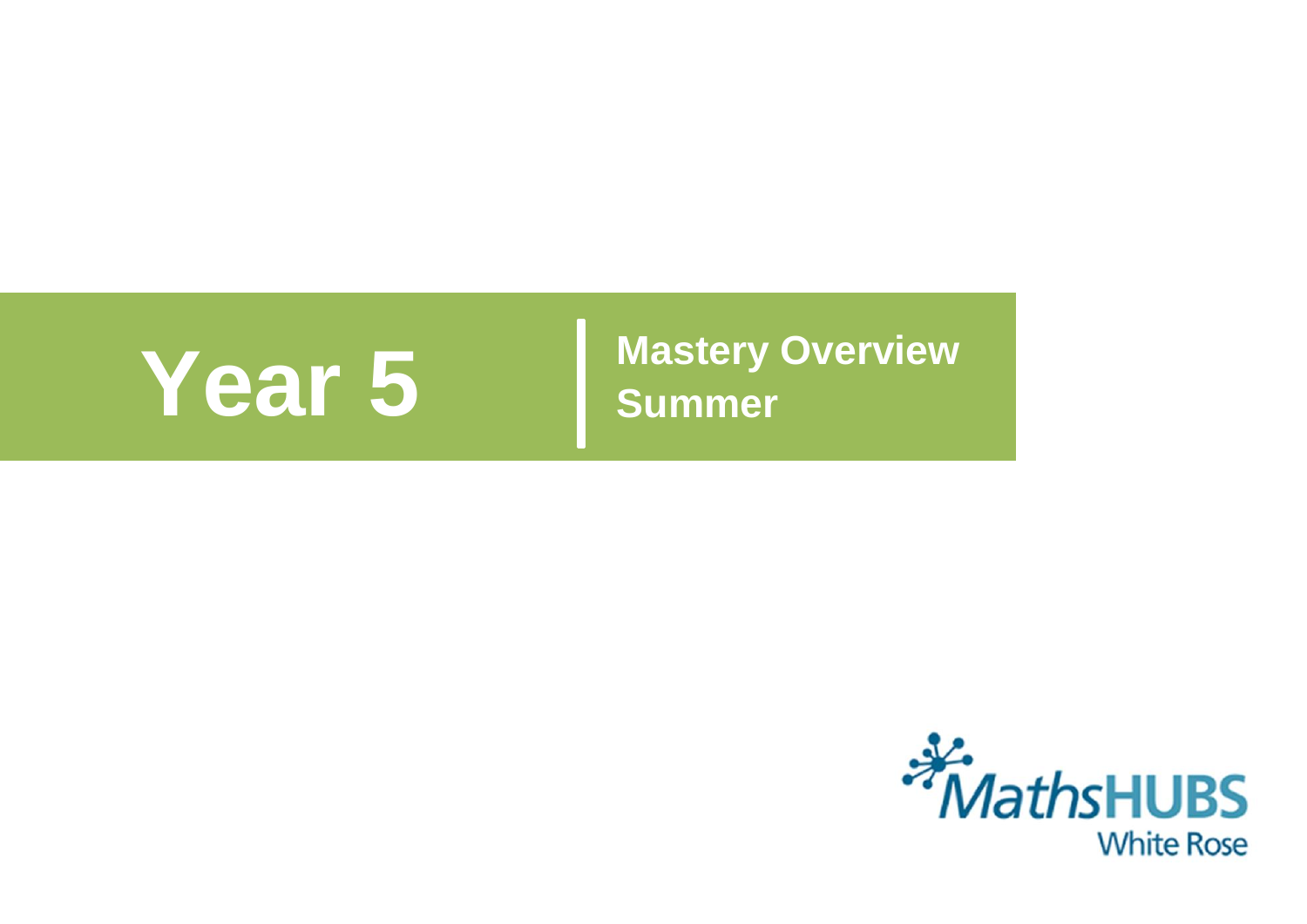# Year 5

## Mastery Overview
## Summer

MathsHUBS
White Rose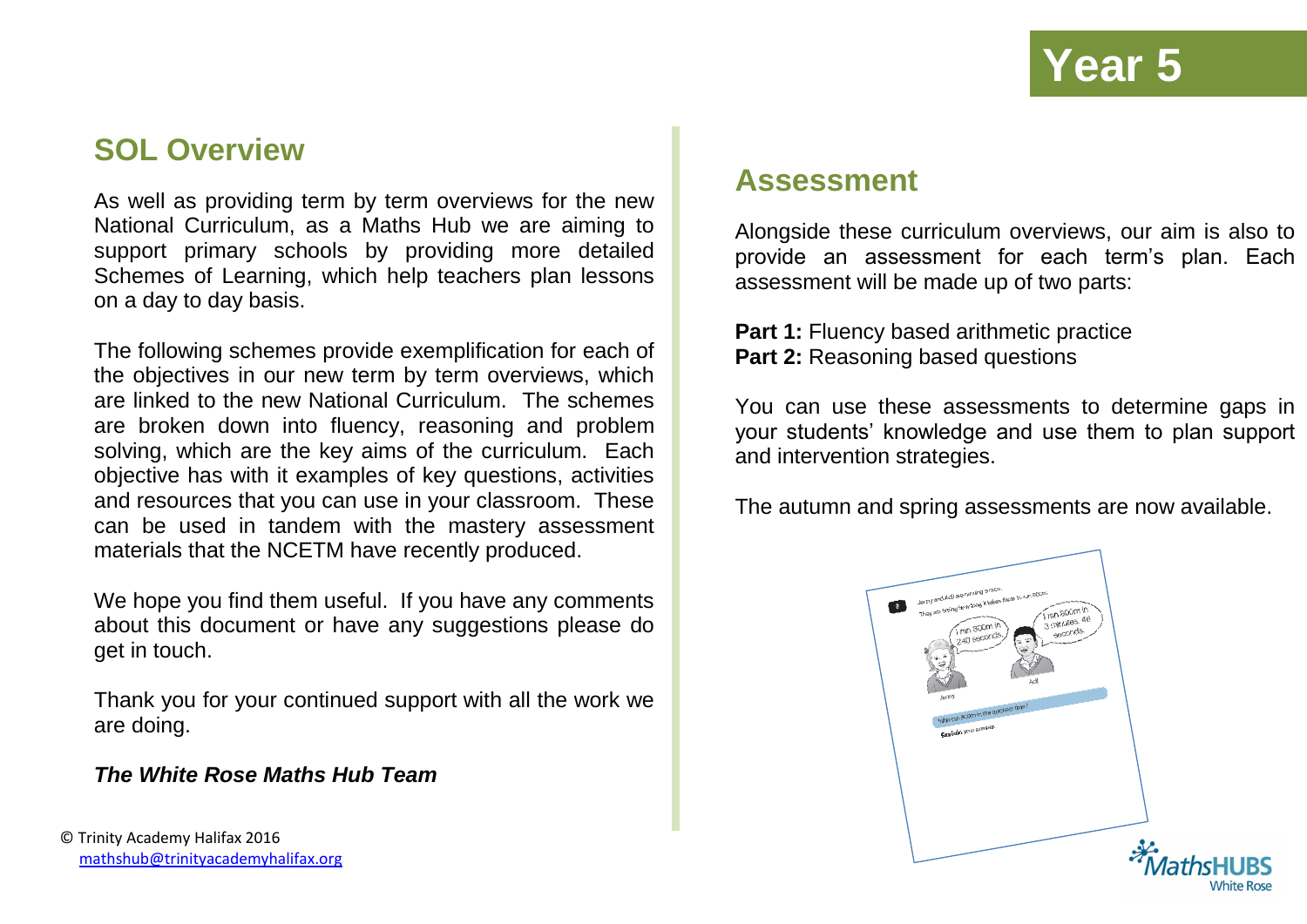# Year 5

## SOL Overview

As well as providing term by term overviews for the new National Curriculum, as a Maths Hub we are aiming to support primary schools by providing more detailed Schemes of Learning, which help teachers plan lessons on a day to day basis.

The following schemes provide exemplification for each of the objectives in our new term by term overviews, which are linked to the new National Curriculum. The schemes are broken down into fluency, reasoning and problem solving, which are the key aims of the curriculum. Each objective has with it examples of key questions, activities and resources that you can use in your classroom. These can be used in tandem with the mastery assessment materials that the NCETM have recently produced.

We hope you find them useful. If you have any comments about this document or have any suggestions please do get in touch.

Thank you for your continued support with all the work we are doing.

***The White Rose Maths Hub Team***

© Trinity Academy Halifax 2016
mathshub@trinityacademyhalifax.org

## Assessment

Alongside these curriculum overviews, our aim is also to provide an assessment for each term's plan. Each assessment will be made up of two parts:

**Part 1:** Fluency based arithmetic practice
**Part 2:** Reasoning based questions

You can use these assessments to determine gaps in your students' knowledge and use them to plan support and intervention strategies.

The autumn and spring assessments are now available.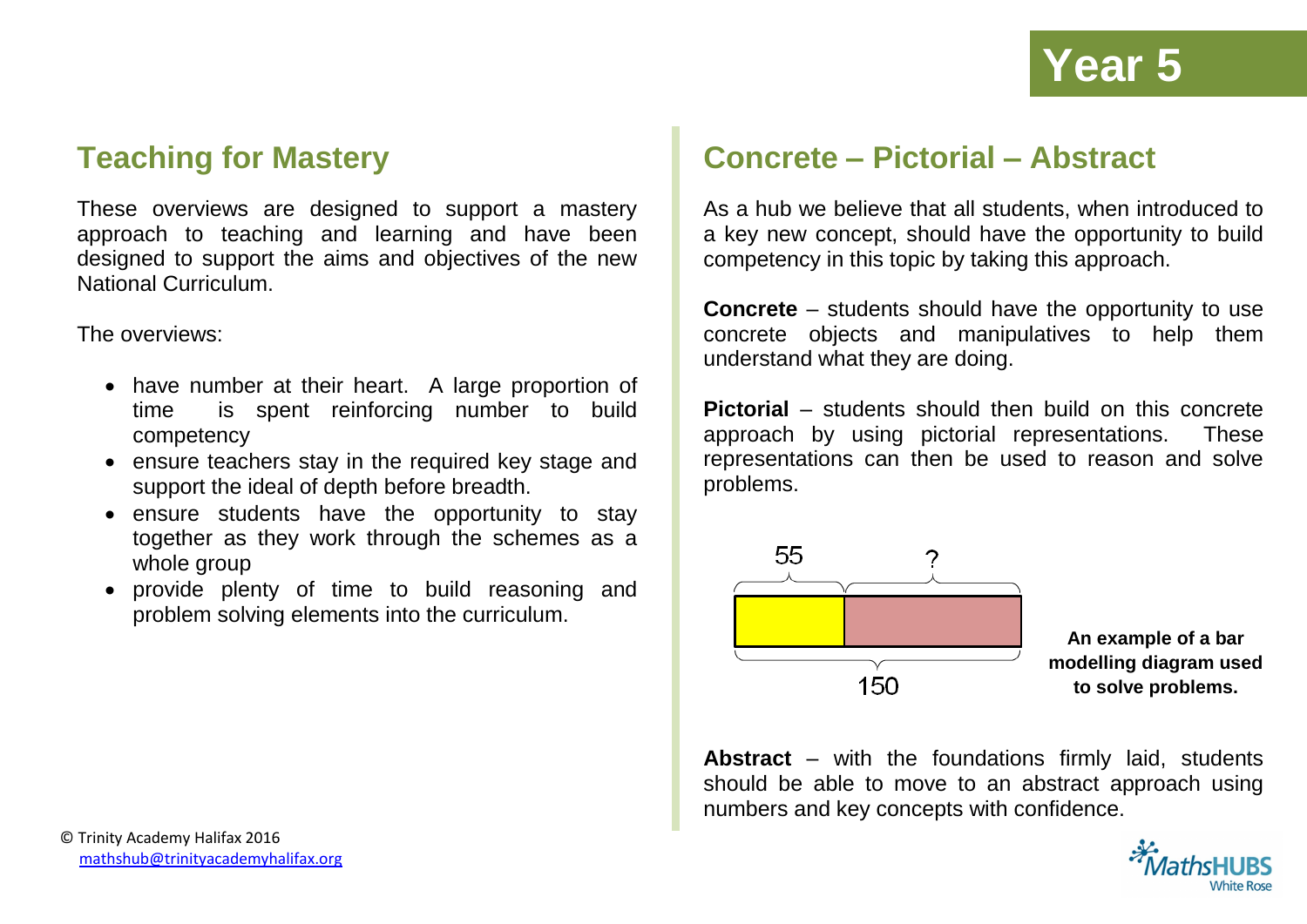# Year 5

## Teaching for Mastery

These overviews are designed to support a mastery approach to teaching and learning and have been designed to support the aims and objectives of the new National Curriculum.

The overviews:

- have number at their heart. A large proportion of time is spent reinforcing number to build competency
- ensure teachers stay in the required key stage and support the ideal of depth before breadth.
- ensure students have the opportunity to stay together as they work through the schemes as a whole group
- provide plenty of time to build reasoning and problem solving elements into the curriculum.

## Concrete – Pictorial – Abstract

As a hub we believe that all students, when introduced to a key new concept, should have the opportunity to build competency in this topic by taking this approach.

**Concrete** – students should have the opportunity to use concrete objects and manipulatives to help them understand what they are doing.

**Pictorial** – students should then build on this concrete approach by using pictorial representations. These representations can then be used to reason and solve problems.

55 | ?

150

**An example of a bar modelling diagram used to solve problems.**

**Abstract** – with the foundations firmly laid, students should be able to move to an abstract approach using numbers and key concepts with confidence.

© Trinity Academy Halifax 2016
mathshub@trinityacademyhalifax.org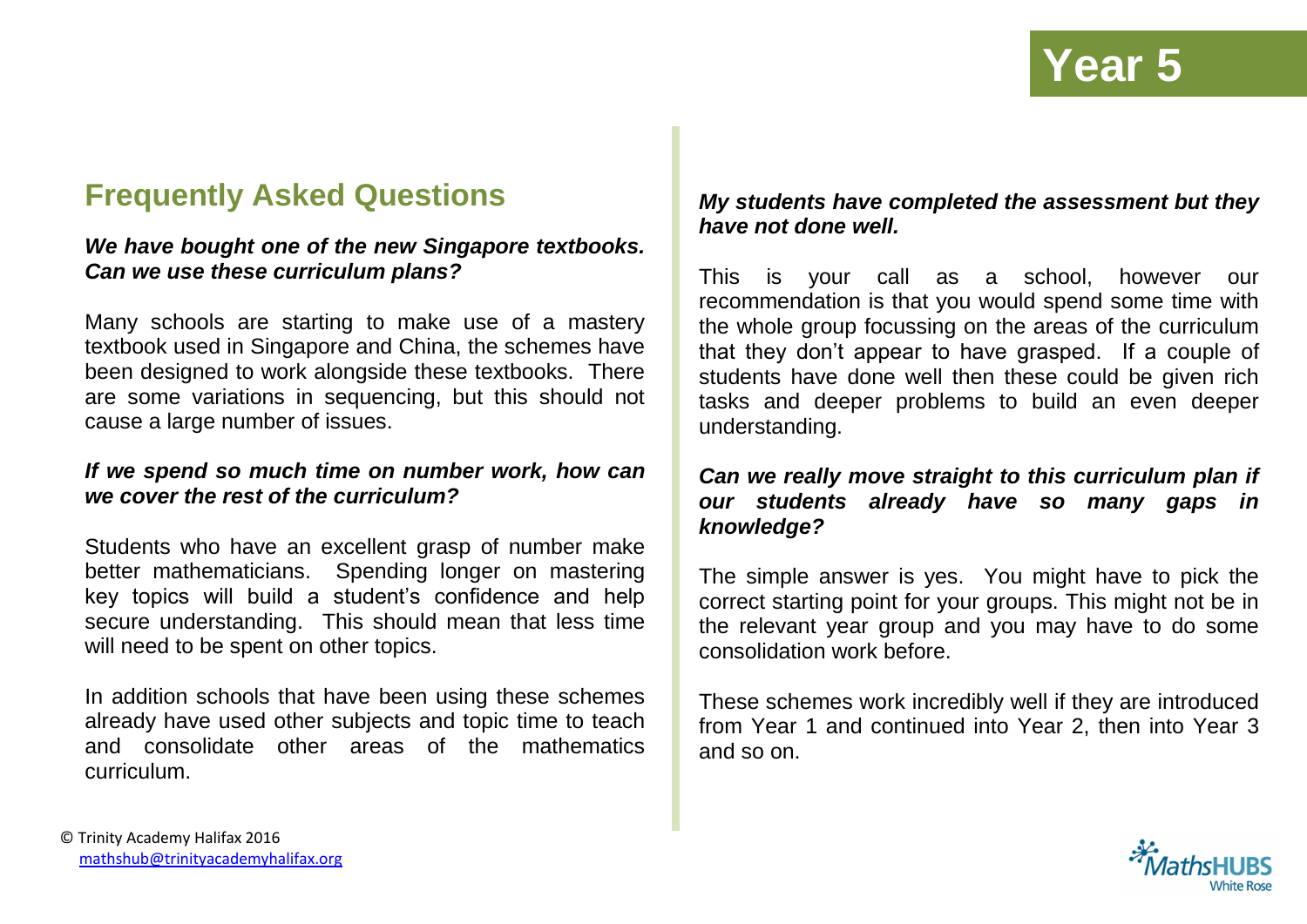# Year 5

## Frequently Asked Questions

***We have bought one of the new Singapore textbooks. Can we use these curriculum plans?***

Many schools are starting to make use of a mastery textbook used in Singapore and China, the schemes have been designed to work alongside these textbooks. There are some variations in sequencing, but this should not cause a large number of issues.

***If we spend so much time on number work, how can we cover the rest of the curriculum?***

Students who have an excellent grasp of number make better mathematicians. Spending longer on mastering key topics will build a student's confidence and help secure understanding. This should mean that less time will need to be spent on other topics.

In addition schools that have been using these schemes already have used other subjects and topic time to teach and consolidate other areas of the mathematics curriculum.

***My students have completed the assessment but they have not done well.***

This is your call as a school, however our recommendation is that you would spend some time with the whole group focussing on the areas of the curriculum that they don't appear to have grasped. If a couple of students have done well then these could be given rich tasks and deeper problems to build an even deeper understanding.

***Can we really move straight to this curriculum plan if our students already have so many gaps in knowledge?***

The simple answer is yes. You might have to pick the correct starting point for your groups. This might not be in the relevant year group and you may have to do some consolidation work before.

These schemes work incredibly well if they are introduced from Year 1 and continued into Year 2, then into Year 3 and so on.

© Trinity Academy Halifax 2016
mathshub@trinityacademyhalifax.org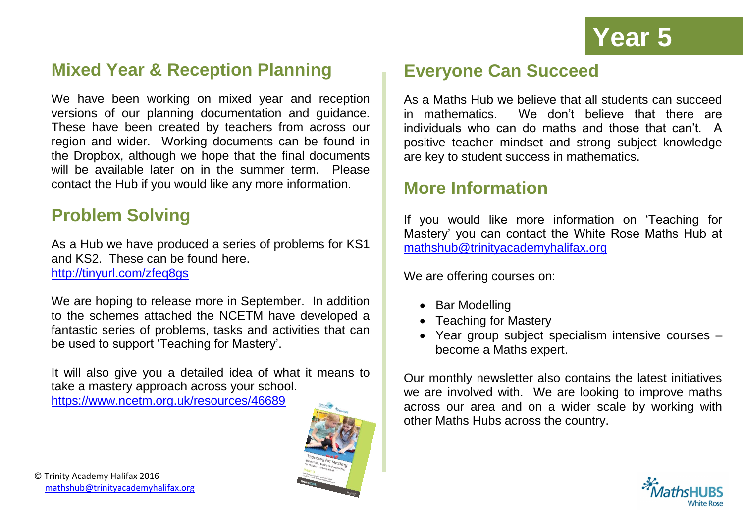# Year 5

## Mixed Year & Reception Planning

We have been working on mixed year and reception versions of our planning documentation and guidance. These have been created by teachers from across our region and wider. Working documents can be found in the Dropbox, although we hope that the final documents will be available later on in the summer term. Please contact the Hub if you would like any more information.

## Problem Solving

As a Hub we have produced a series of problems for KS1 and KS2. These can be found here.
http://tinyurl.com/zfeq8gs

We are hoping to release more in September. In addition to the schemes attached the NCETM have developed a fantastic series of problems, tasks and activities that can be used to support 'Teaching for Mastery'.

It will also give you a detailed idea of what it means to take a mastery approach across your school.
https://www.ncetm.org.uk/resources/46689

© Trinity Academy Halifax 2016
mathshub@trinityacademyhalifax.org

## Everyone Can Succeed

As a Maths Hub we believe that all students can succeed in mathematics. We don't believe that there are individuals who can do maths and those that can't. A positive teacher mindset and strong subject knowledge are key to student success in mathematics.

## More Information

If you would like more information on 'Teaching for Mastery' you can contact the White Rose Maths Hub at mathshub@trinityacademyhalifax.org

We are offering courses on:

- Bar Modelling
- Teaching for Mastery
- Year group subject specialism intensive courses – become a Maths expert.

Our monthly newsletter also contains the latest initiatives we are involved with. We are looking to improve maths across our area and on a wider scale by working with other Maths Hubs across the country.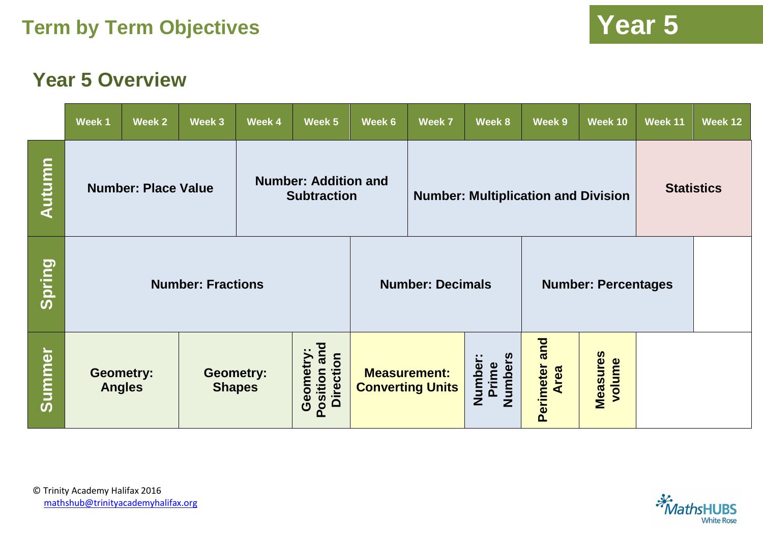# Term by Term Objectives

## Year 5

## Year 5 Overview

| | Week 1 | Week 2 | Week 3 | Week 4 | Week 5 | Week 6 | Week 7 | Week 8 | Week 9 | Week 10 | Week 11 | Week 12 |
|---|---|---|---|---|---|---|---|---|---|---|---|---|
| **Autumn** | **Number: Place Value** | | | **Number: Addition and Subtraction** | | | **Number: Multiplication and Division** | | | | **Statistics** | |
| **Spring** | **Number: Fractions** | | | | | **Number: Decimals** | | | **Number: Percentages** | | | |
| **Summer** | **Geometry: Angles** | | **Geometry: Shapes** | | **Geometry: Position and Direction** | **Measurement: Converting Units** | | **Number: Prime Numbers** | **Perimeter and Area** | **Measures volume** | | |

© Trinity Academy Halifax 2016
mathshub@trinityacademyhalifax.org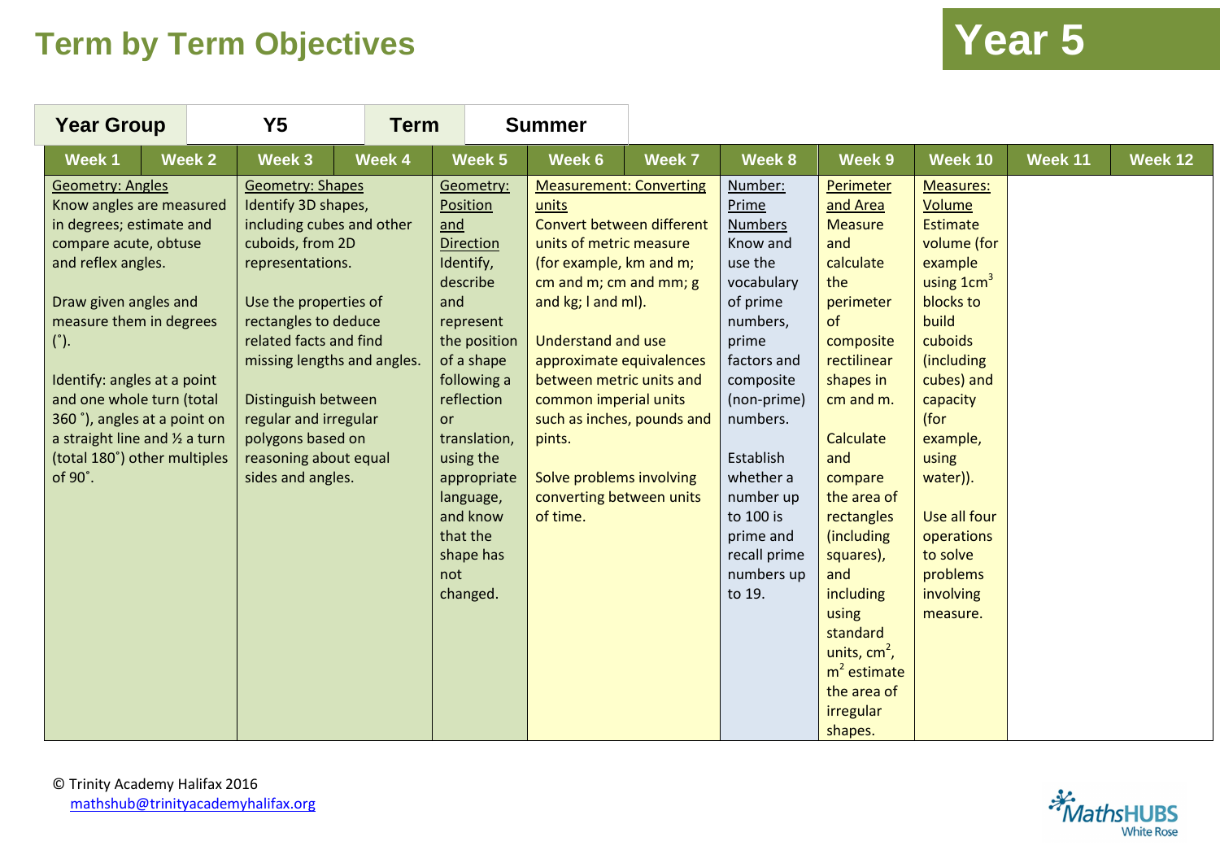# Term by Term Objectives

## Year 5

| Year Group | Y5 | Term | Summer |
|---|---|---|---|

| Week 1 | Week 2 | Week 3 | Week 4 | Week 5 | Week 6 | Week 7 | Week 8 | Week 9 | Week 10 | Week 11 | Week 12 |
|---|---|---|---|---|---|---|---|---|---|---|---|
| Geometry: Angles<br>Know angles are measured in degrees; estimate and compare acute, obtuse and reflex angles.<br><br>Draw given angles and measure them in degrees (˚).<br><br>Identify: angles at a point and one whole turn (total 360 ˚), angles at a point on a straight line and ½ a turn (total 180˚) other multiples of 90˚. | | Geometry: Shapes<br>Identify 3D shapes, including cubes and other cuboids, from 2D representations.<br><br>Use the properties of rectangles to deduce related facts and find missing lengths and angles.<br><br>Distinguish between regular and irregular polygons based on reasoning about equal sides and angles. | | Geometry: Position and Direction<br>Identify, describe and represent the position of a shape following a reflection or translation, using the appropriate language, and know that the shape has not changed. | Measurement: Converting units<br>Convert between different units of metric measure (for example, km and m; cm and m; cm and mm; g and kg; l and ml).<br><br>Understand and use approximate equivalences between metric units and common imperial units such as inches, pounds and pints.<br><br>Solve problems involving converting between units of time. | | Number: Prime Numbers<br>Know and use the vocabulary of prime numbers, prime factors and composite (non-prime) numbers.<br><br>Establish whether a number up to 100 is prime and recall prime numbers up to 19. | Perimeter and Area<br>Measure and calculate the perimeter of composite rectilinear shapes in cm and m.<br><br>Calculate and compare the area of rectangles (including squares), and including using standard units, $cm^2$, $m^2$ estimate the area of irregular shapes. | Measures: Volume<br>Estimate volume (for example using $1cm^3$ blocks to build cuboids (including cubes) and capacity (for example, using water)).<br><br>Use all four operations to solve problems involving measure. | | |

© Trinity Academy Halifax 2016
mathshub@trinityacademyhalifax.org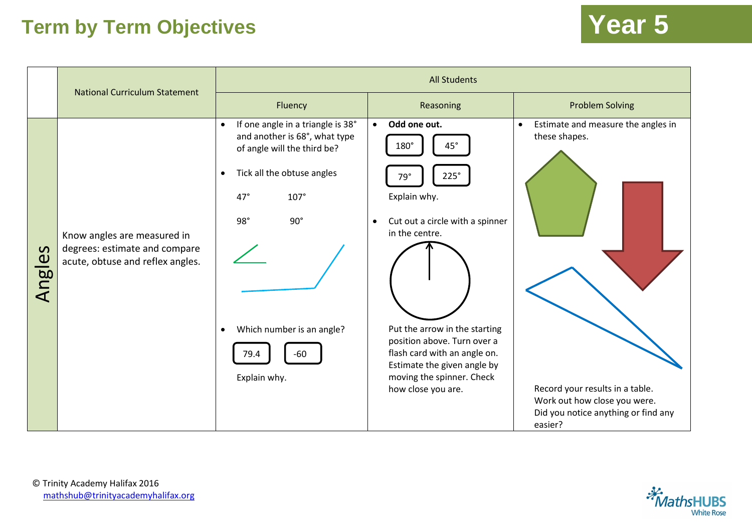# Term by Term Objectives

## Year 5

| | National Curriculum Statement | All Students | | |
|---|---|---|---|---|
| | | Fluency | Reasoning | Problem Solving |
| Angles | Know angles are measured in degrees: estimate and compare acute, obtuse and reflex angles. | • If one angle in a triangle is 38° and another is 68°, what type of angle will the third be?<br><br>• Tick all the obtuse angles<br><br>47° 107°<br><br>98° 90°<br><br>• Which number is an angle?<br><br>79.4 -60<br><br>Explain why. | • **Odd one out.**<br><br>180° 45°<br><br>79° 225°<br><br>Explain why.<br><br>• Cut out a circle with a spinner in the centre.<br><br>Put the arrow in the starting position above. Turn over a flash card with an angle on. Estimate the given angle by moving the spinner. Check how close you are. | • Estimate and measure the angles in these shapes.<br><br>Record your results in a table.<br>Work out how close you were.<br>Did you notice anything or find any easier? |

© Trinity Academy Halifax 2016
mathshub@trinityacademyhalifax.org

MathsHUBS White Rose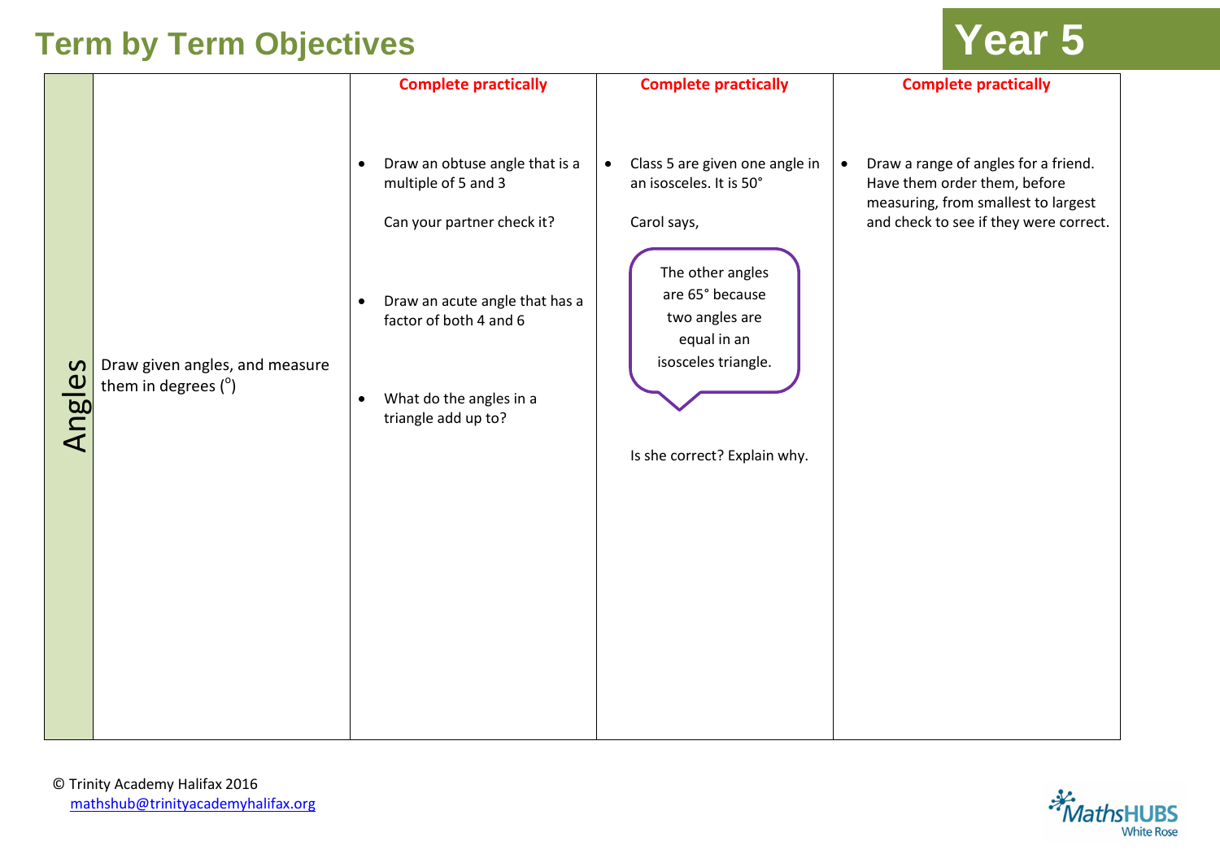# Term by Term Objectives

## Year 5

| | | | | |
|---|---|---|---|---|
| Angles | Draw given angles, and measure them in degrees (°) | **Complete practically**<br><br>• Draw an obtuse angle that is a multiple of 5 and 3<br><br>Can your partner check it?<br><br>• Draw an acute angle that has a factor of both 4 and 6<br><br>• What do the angles in a triangle add up to? | **Complete practically**<br><br>• Class 5 are given one angle in an isosceles. It is 50°<br><br>Carol says,<br><br>"The other angles are 65° because two angles are equal in an isosceles triangle."<br><br>Is she correct? Explain why. | **Complete practically**<br><br>• Draw a range of angles for a friend. Have them order them, before measuring, from smallest to largest and check to see if they were correct. |

© Trinity Academy Halifax 2016
mathshub@trinityacademyhalifax.org

MathsHUBS White Rose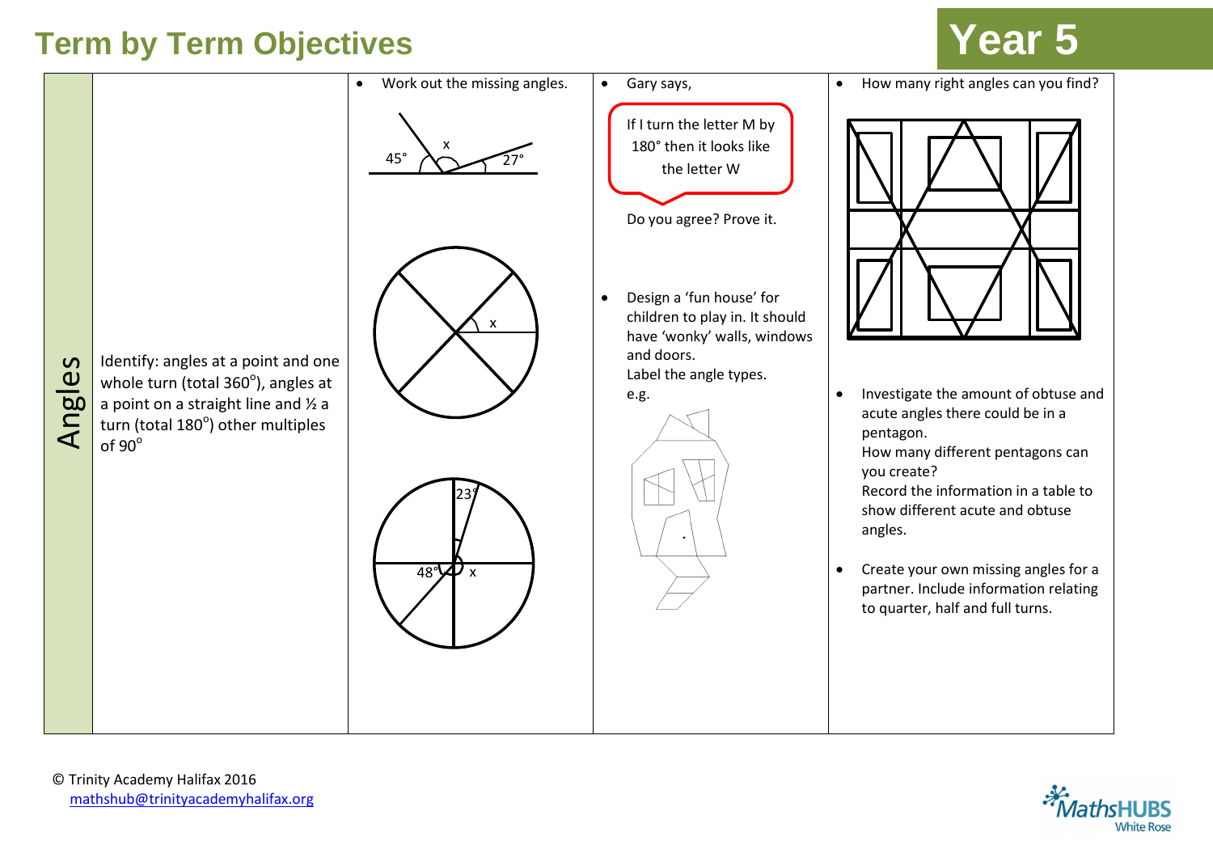# Term by Term Objectives

## Year 5

| Angles | Objective | | | |
|---|---|---|---|---|
| Angles | Identify: angles at a point and one whole turn (total 360°), angles at a point on a straight line and ½ a turn (total 180°) other multiples of 90° | • Work out the missing angles.<br><br>45° x 27°<br><br>x<br><br>23° 48° x | • Gary says,<br><br>If I turn the letter M by 180° then it looks like the letter W<br><br>Do you agree? Prove it.<br><br>• Design a 'fun house' for children to play in. It should have 'wonky' walls, windows and doors.<br>Label the angle types.<br>e.g. | • How many right angles can you find?<br><br>• Investigate the amount of obtuse and acute angles there could be in a pentagon.<br>How many different pentagons can you create?<br>Record the information in a table to show different acute and obtuse angles.<br><br>• Create your own missing angles for a partner. Include information relating to quarter, half and full turns. |

© Trinity Academy Halifax 2016
mathshub@trinityacademyhalifax.org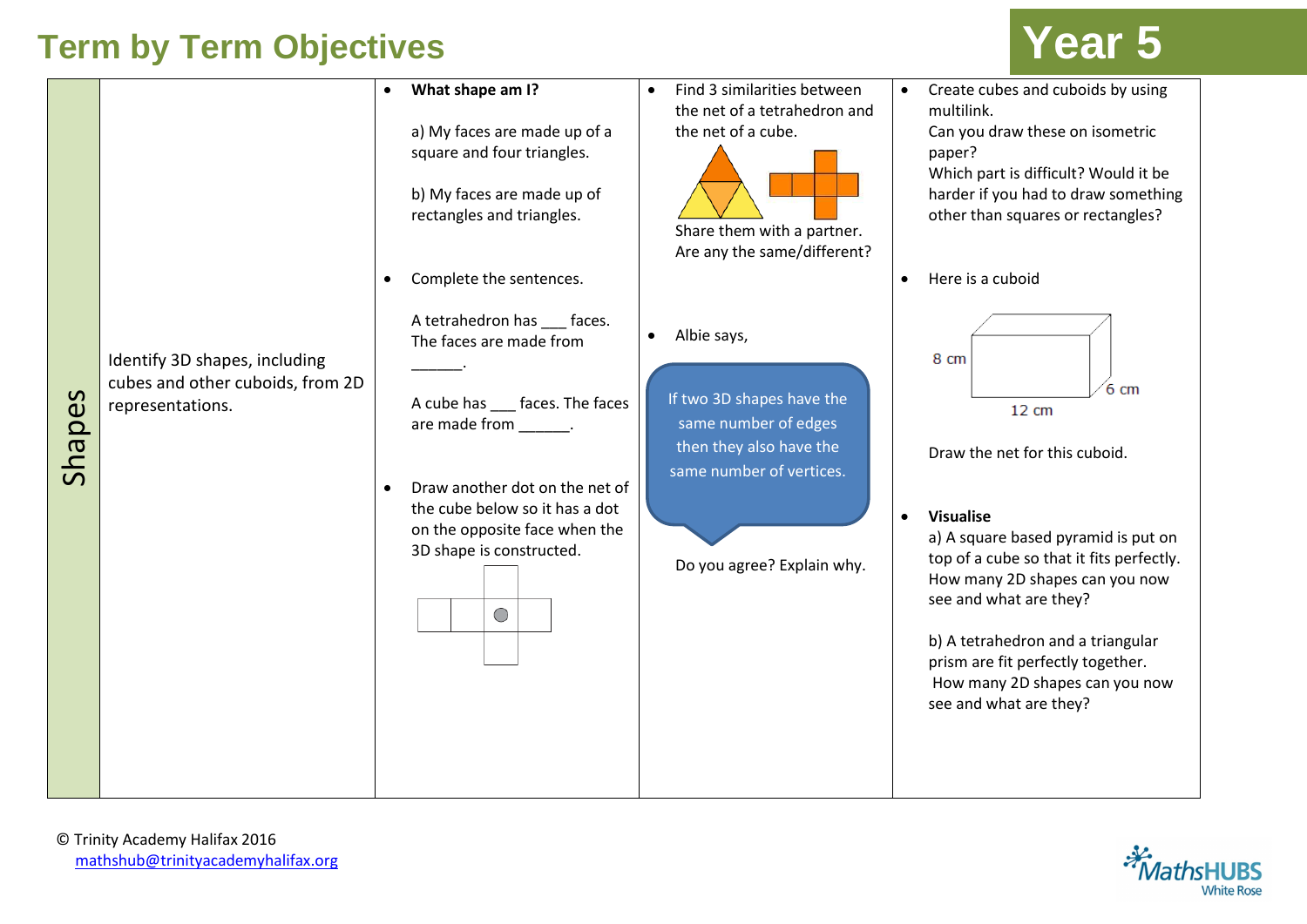# Term by Term Objectives

## Year 5

| Shapes | Identify 3D shapes, including cubes and other cuboids, from 2D representations. | • **What shape am I?**<br><br>a) My faces are made up of a square and four triangles.<br><br>b) My faces are made up of rectangles and triangles.<br><br>• Complete the sentences.<br><br>A tetrahedron has ___ faces. The faces are made from ______.<br><br>A cube has ___ faces. The faces are made from ______.<br><br>• Draw another dot on the net of the cube below so it has a dot on the opposite face when the 3D shape is constructed. | • Find 3 similarities between the net of a tetrahedron and the net of a cube.<br><br>Share them with a partner. Are any the same/different?<br><br>• Albie says,<br><br>If two 3D shapes have the same number of edges then they also have the same number of vertices.<br><br>Do you agree? Explain why. | • Create cubes and cuboids by using multilink.<br>Can you draw these on isometric paper?<br>Which part is difficult? Would it be harder if you had to draw something other than squares or rectangles?<br><br>• Here is a cuboid<br><br>8 cm, 12 cm, 6 cm<br><br>Draw the net for this cuboid.<br><br>• **Visualise**<br>a) A square based pyramid is put on top of a cube so that it fits perfectly. How many 2D shapes can you now see and what are they?<br><br>b) A tetrahedron and a triangular prism are fit perfectly together. How many 2D shapes can you now see and what are they? |
|---|---|---|---|---|

© Trinity Academy Halifax 2016
mathshub@trinityacademyhalifax.org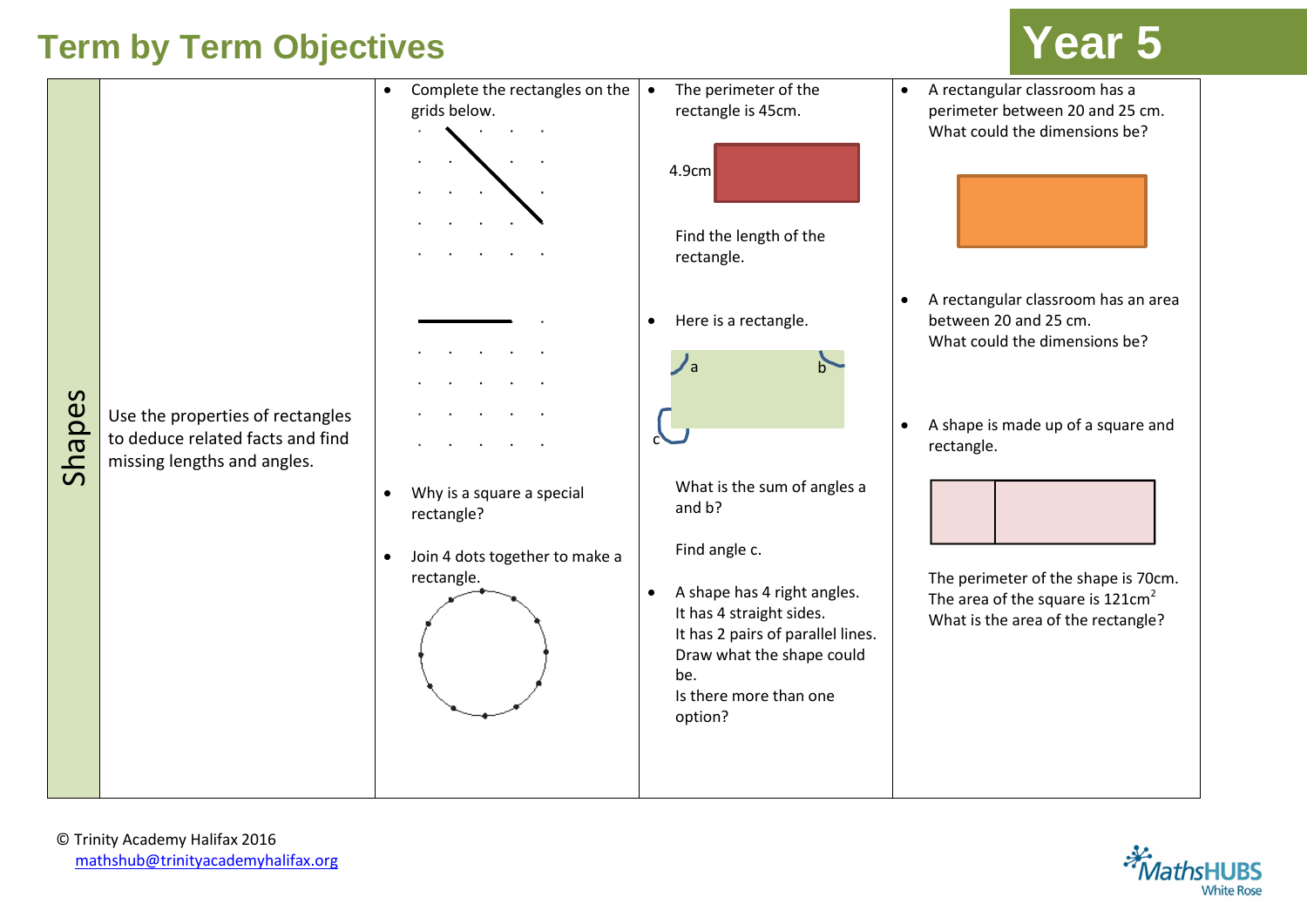# Term by Term Objectives

## Year 5

| Shapes | Use the properties of rectangles to deduce related facts and find missing lengths and angles. | <ul><li>Complete the rectangles on the grids below.</li><li>Why is a square a special rectangle?</li><li>Join 4 dots together to make a rectangle.</li></ul> | <ul><li>The perimeter of the rectangle is 45cm. <br>4.9cm <br>Find the length of the rectangle.</li><li>Here is a rectangle. <br>a b c <br>What is the sum of angles a and b? <br>Find angle c.</li><li>A shape has 4 right angles. It has 4 straight sides. It has 2 pairs of parallel lines. Draw what the shape could be. Is there more than one option?</li></ul> | <ul><li>A rectangular classroom has a perimeter between 20 and 25 cm. What could the dimensions be?</li><li>A rectangular classroom has an area between 20 and 25 cm. What could the dimensions be?</li><li>A shape is made up of a square and rectangle. <br>The perimeter of the shape is 70cm. The area of the square is $121cm^2$ What is the area of the rectangle?</li></ul> |
|---|---|---|---|---|

© Trinity Academy Halifax 2016
mathshub@trinityacademyhalifax.org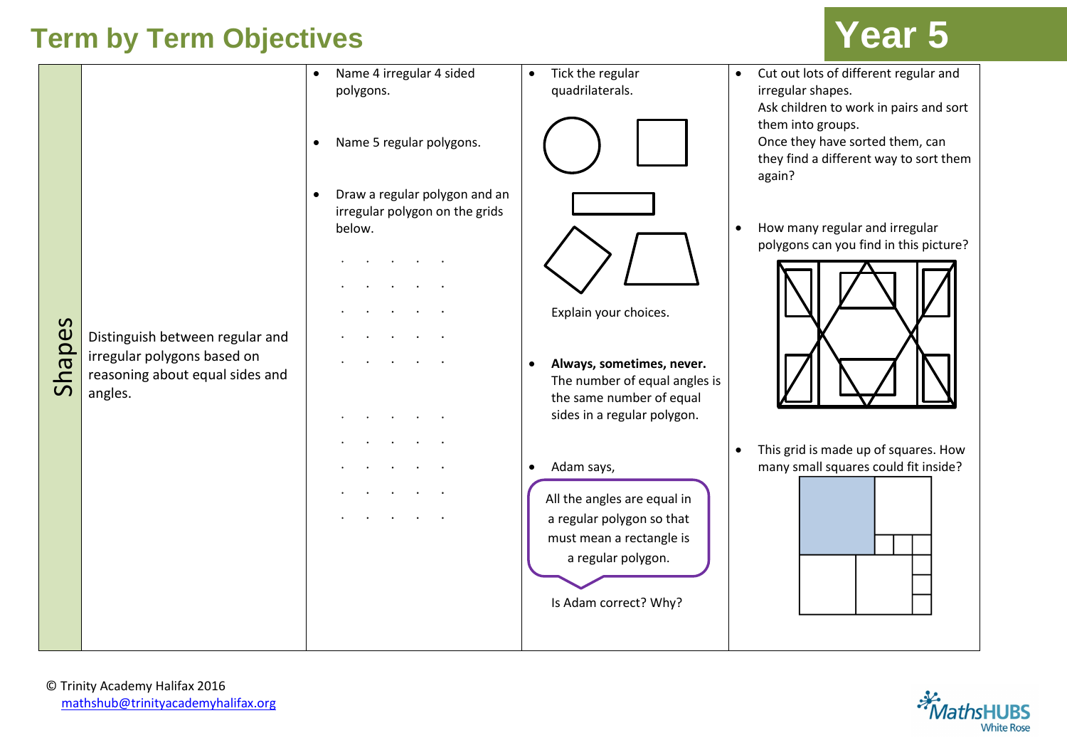# Term by Term Objectives

## Year 5

| | | | | |
|---|---|---|---|---|
| Shapes | Distinguish between regular and irregular polygons based on reasoning about equal sides and angles. | • Name 4 irregular 4 sided polygons.<br><br>• Name 5 regular polygons.<br><br>• Draw a regular polygon and an irregular polygon on the grids below. | • Tick the regular quadrilaterals.<br><br>Explain your choices.<br><br>• **Always, sometimes, never.** The number of equal angles is the same number of equal sides in a regular polygon.<br><br>• Adam says,<br><br>All the angles are equal in a regular polygon so that must mean a rectangle is a regular polygon.<br><br>Is Adam correct? Why? | • Cut out lots of different regular and irregular shapes. Ask children to work in pairs and sort them into groups. Once they have sorted them, can they find a different way to sort them again?<br><br>• How many regular and irregular polygons can you find in this picture?<br><br>• This grid is made up of squares. How many small squares could fit inside? |

© Trinity Academy Halifax 2016
mathshub@trinityacademyhalifax.org

MathsHUBS White Rose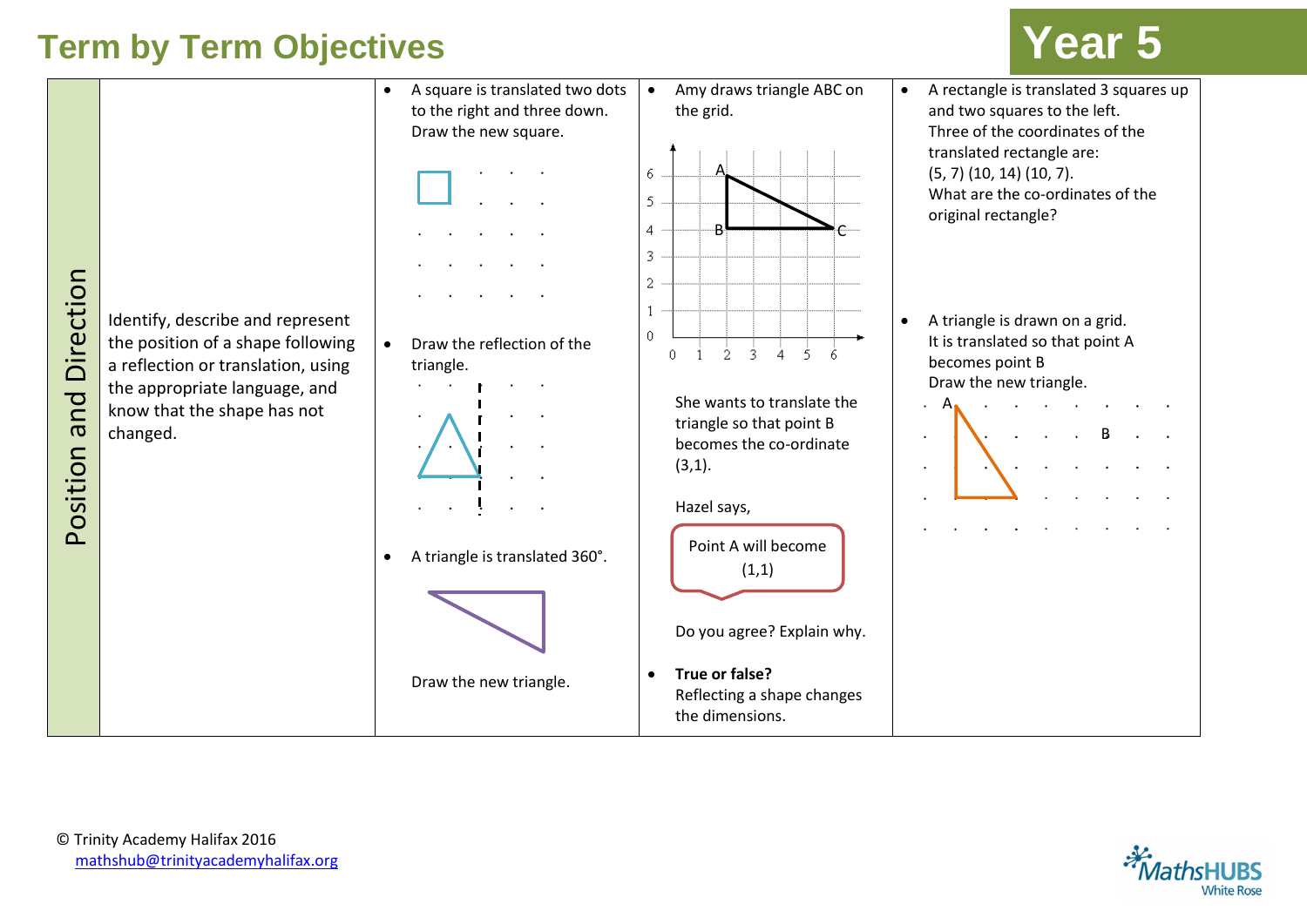# Term by Term Objectives

## Year 5

| Position and Direction | Objective | | | |
|---|---|---|---|---|
| Position and Direction | Identify, describe and represent the position of a shape following a reflection or translation, using the appropriate language, and know that the shape has not changed. | • A square is translated two dots to the right and three down. Draw the new square.<br><br>• Draw the reflection of the triangle.<br><br>• A triangle is translated 360°.<br><br>Draw the new triangle. | • Amy draws triangle ABC on the grid.<br><br>She wants to translate the triangle so that point B becomes the co-ordinate (3,1).<br><br>Hazel says,<br><br>Point A will become (1,1)<br><br>Do you agree? Explain why.<br><br>• **True or false?** Reflecting a shape changes the dimensions. | • A rectangle is translated 3 squares up and two squares to the left. Three of the coordinates of the translated rectangle are: (5, 7) (10, 14) (10, 7). What are the co-ordinates of the original rectangle?<br><br>• A triangle is drawn on a grid. It is translated so that point A becomes point B. Draw the new triangle. |

© Trinity Academy Halifax 2016
mathshub@trinityacademyhalifax.org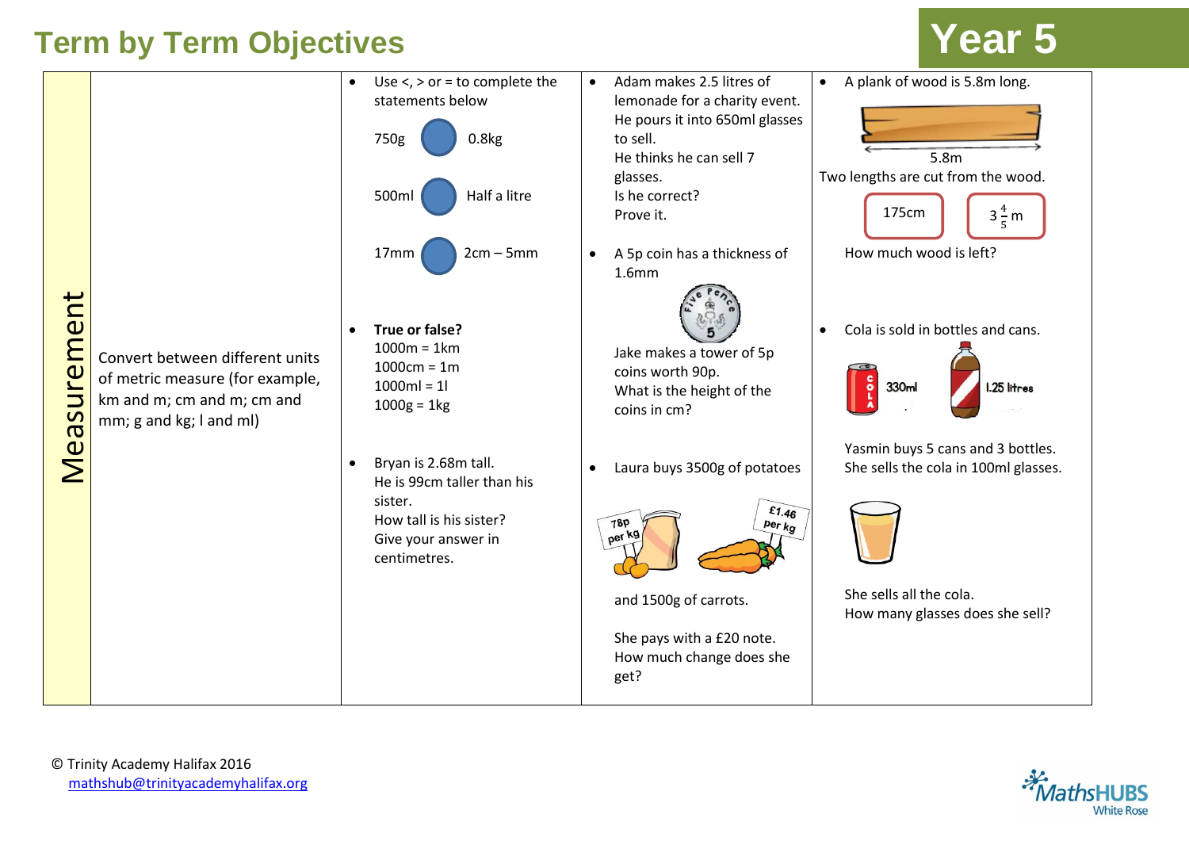# Term by Term Objectives

## Year 5

| Measurement | Convert between different units of metric measure (for example, km and m; cm and m; cm and mm; g and kg; l and ml) | • Use <, > or = to complete the statements below<br><br>750g ○ 0.8kg<br><br>500ml ○ Half a litre<br><br>17mm ○ 2cm – 5mm<br><br>• **True or false?**<br>1000m = 1km<br>1000cm = 1m<br>1000ml = 1l<br>1000g = 1kg<br><br>• Bryan is 2.68m tall.<br>He is 99cm taller than his sister.<br>How tall is his sister?<br>Give your answer in centimetres. | • Adam makes 2.5 litres of lemonade for a charity event.<br>He pours it into 650ml glasses to sell.<br>He thinks he can sell 7 glasses.<br>Is he correct?<br>Prove it.<br><br>• A 5p coin has a thickness of 1.6mm<br><br>Jake makes a tower of 5p coins worth 90p.<br>What is the height of the coins in cm?<br><br>• Laura buys 3500g of potatoes<br><br>78p per kg<br>£1.46 per kg<br><br>and 1500g of carrots.<br><br>She pays with a £20 note.<br>How much change does she get? | • A plank of wood is 5.8m long.<br><br>5.8m<br><br>Two lengths are cut from the wood.<br><br>175cm &nbsp;&nbsp; $3\frac{4}{5}$ m<br><br>How much wood is left?<br><br>• Cola is sold in bottles and cans.<br><br>330ml &nbsp;&nbsp; 1.25 litres<br><br>Yasmin buys 5 cans and 3 bottles.<br>She sells the cola in 100ml glasses.<br><br>She sells all the cola.<br>How many glasses does she sell? |
|---|---|---|---|---|

© Trinity Academy Halifax 2016
mathshub@trinityacademyhalifax.org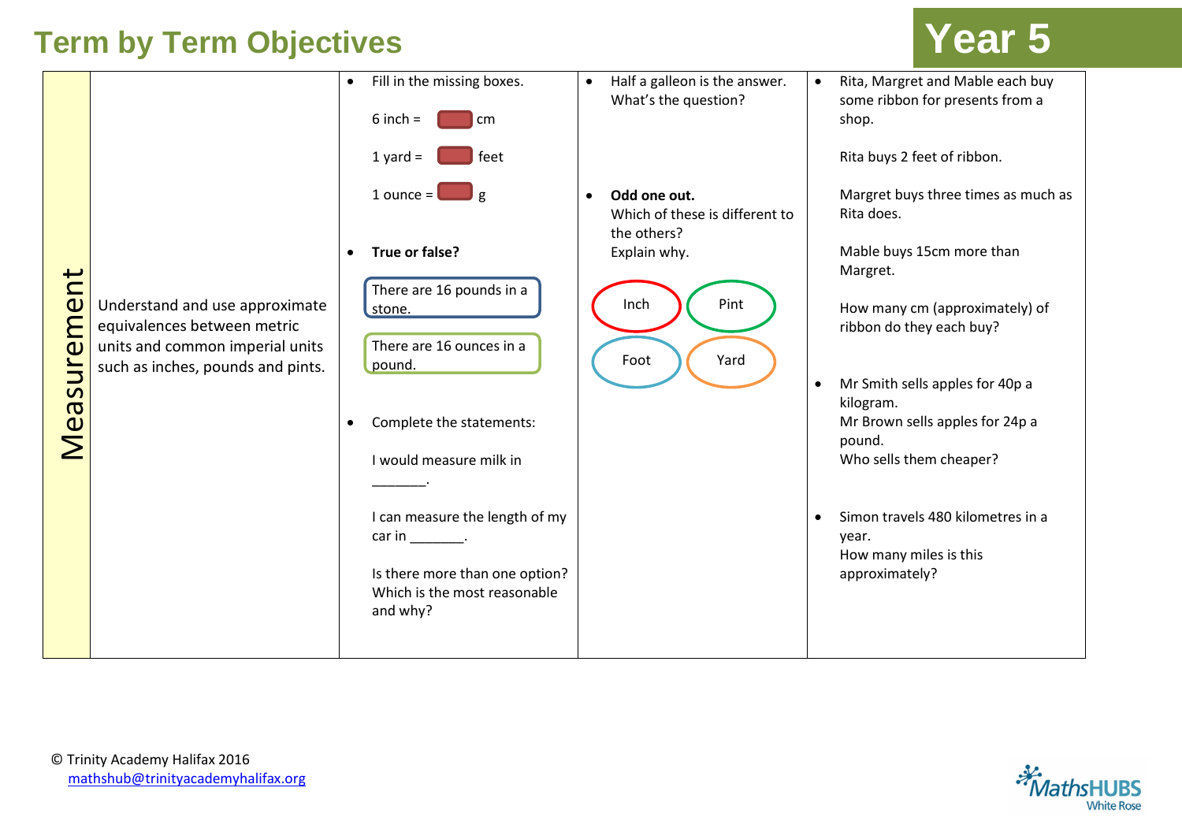# Term by Term Objectives

## Year 5

| Measurement | Understand and use approximate equivalences between metric units and common imperial units such as inches, pounds and pints. | • Fill in the missing boxes.<br><br>6 inch = ☐ cm<br><br>1 yard = ☐ feet<br><br>1 ounce = ☐ g<br><br>• **True or false?**<br><br>There are 16 pounds in a stone.<br><br>There are 16 ounces in a pound.<br><br>• Complete the statements:<br><br>I would measure milk in _______.<br><br>I can measure the length of my car in _______.<br><br>Is there more than one option? Which is the most reasonable and why? | • Half a galleon is the answer. What's the question?<br><br>• **Odd one out.** Which of these is different to the others? Explain why.<br><br>Inch, Pint, Foot, Yard | • Rita, Margret and Mable each buy some ribbon for presents from a shop.<br><br>Rita buys 2 feet of ribbon.<br><br>Margret buys three times as much as Rita does.<br><br>Mable buys 15cm more than Margret.<br><br>How many cm (approximately) of ribbon do they each buy?<br><br>• Mr Smith sells apples for 40p a kilogram. Mr Brown sells apples for 24p a pound. Who sells them cheaper?<br><br>• Simon travels 480 kilometres in a year. How many miles is this approximately? |
|---|---|---|---|---|

© Trinity Academy Halifax 2016
mathshub@trinityacademyhalifax.org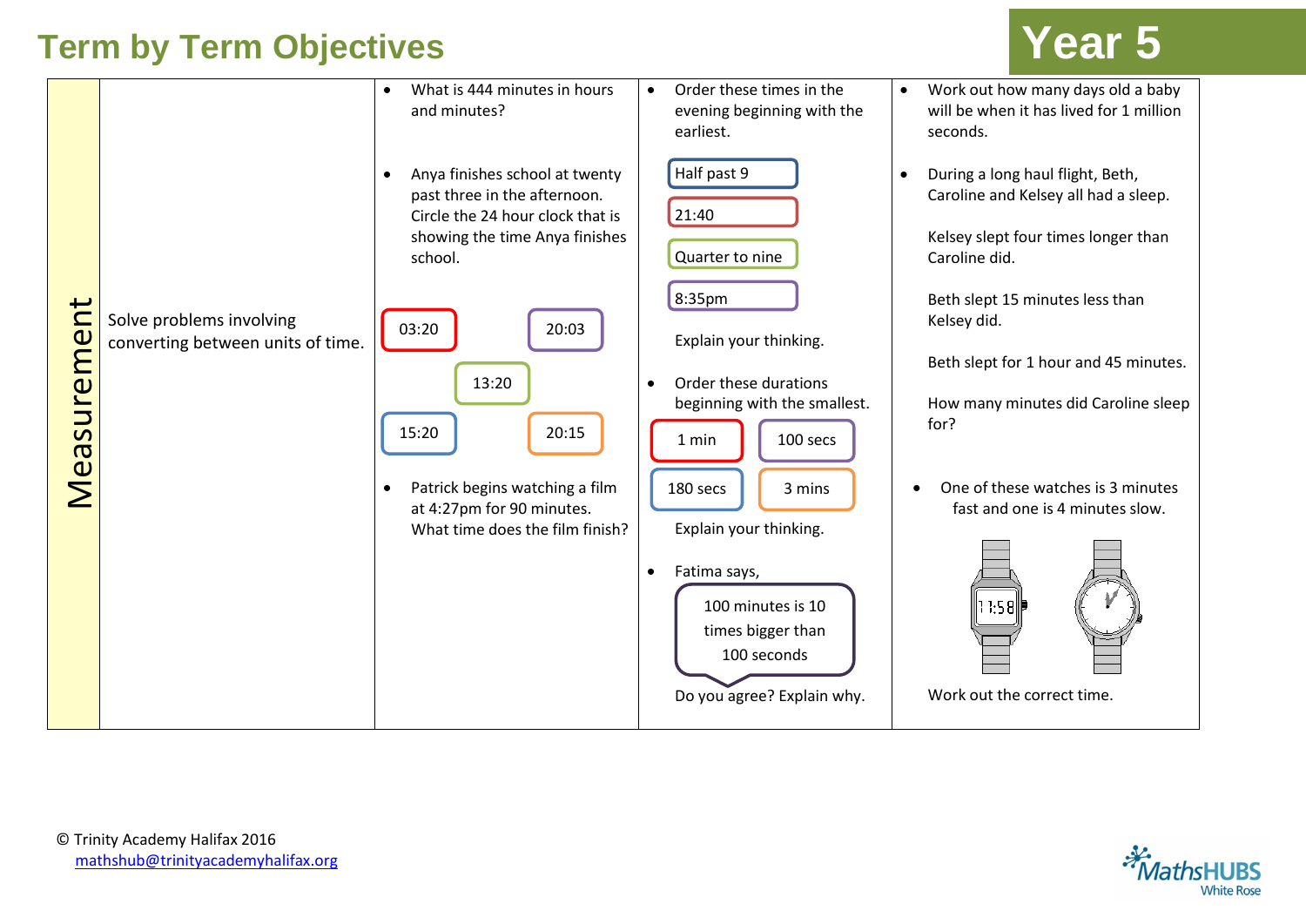# Term by Term Objectives

## Year 5

| Measurement | Objective | | | |
|---|---|---|---|---|
| Measurement | Solve problems involving converting between units of time. | • What is 444 minutes in hours and minutes?<br><br>• Anya finishes school at twenty past three in the afternoon. Circle the 24 hour clock that is showing the time Anya finishes school.<br><br>03:20 &nbsp; 20:03 &nbsp; 13:20 &nbsp; 15:20 &nbsp; 20:15<br><br>• Patrick begins watching a film at 4:27pm for 90 minutes. What time does the film finish? | • Order these times in the evening beginning with the earliest.<br><br>Half past 9<br>21:40<br>Quarter to nine<br>8:35pm<br><br>Explain your thinking.<br><br>• Order these durations beginning with the smallest.<br><br>1 min &nbsp; 100 secs &nbsp; 180 secs &nbsp; 3 mins<br><br>Explain your thinking.<br><br>• Fatima says,<br><br>"100 minutes is 10 times bigger than 100 seconds"<br><br>Do you agree? Explain why. | • Work out how many days old a baby will be when it has lived for 1 million seconds.<br><br>• During a long haul flight, Beth, Caroline and Kelsey all had a sleep.<br><br>Kelsey slept four times longer than Caroline did.<br><br>Beth slept 15 minutes less than Kelsey did.<br><br>Beth slept for 1 hour and 45 minutes.<br><br>How many minutes did Caroline sleep for?<br><br>• One of these watches is 3 minutes fast and one is 4 minutes slow.<br><br>[Digital watch showing 11:58; analogue watch]<br><br>Work out the correct time. |

© Trinity Academy Halifax 2016
mathshub@trinityacademyhalifax.org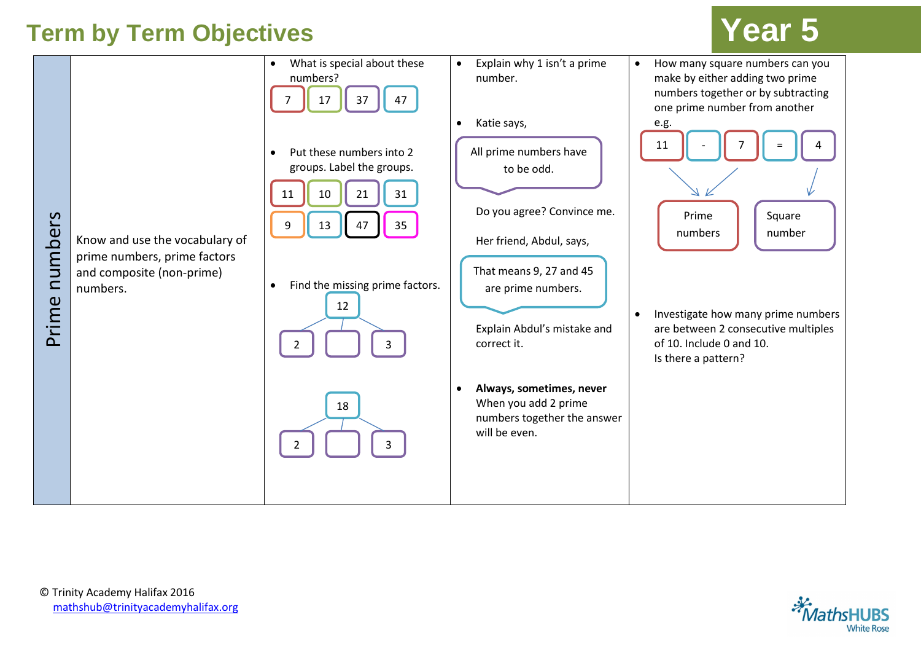# Term by Term Objectives

## Year 5

| Prime numbers | Objective | Fluency | Reasoning | Problem solving |
|---|---|---|---|---|
| Prime numbers | Know and use the vocabulary of prime numbers, prime factors and composite (non-prime) numbers. | • What is special about these numbers?<br>7, 17, 37, 47<br><br>• Put these numbers into 2 groups. Label the groups.<br>11, 10, 21, 31<br>9, 13, 47, 35<br><br>• Find the missing prime factors.<br>12 → 2, [ ], 3<br><br>18 → 2, [ ], 3 | • Explain why 1 isn't a prime number.<br><br>• Katie says,<br>"All prime numbers have to be odd."<br>Do you agree? Convince me.<br><br>Her friend, Abdul, says,<br>"That means 9, 27 and 45 are prime numbers."<br>Explain Abdul's mistake and correct it.<br><br>• **Always, sometimes, never**<br>When you add 2 prime numbers together the answer will be even. | • How many square numbers can you make by either adding two prime numbers together or by subtracting one prime number from another<br>e.g.<br>11 - 7 = 4<br>(11 and 7: Prime numbers; 4: Square number)<br><br>• Investigate how many prime numbers are between 2 consecutive multiples of 10. Include 0 and 10.<br>Is there a pattern? |

© Trinity Academy Halifax 2016
mathshub@trinityacademyhalifax.org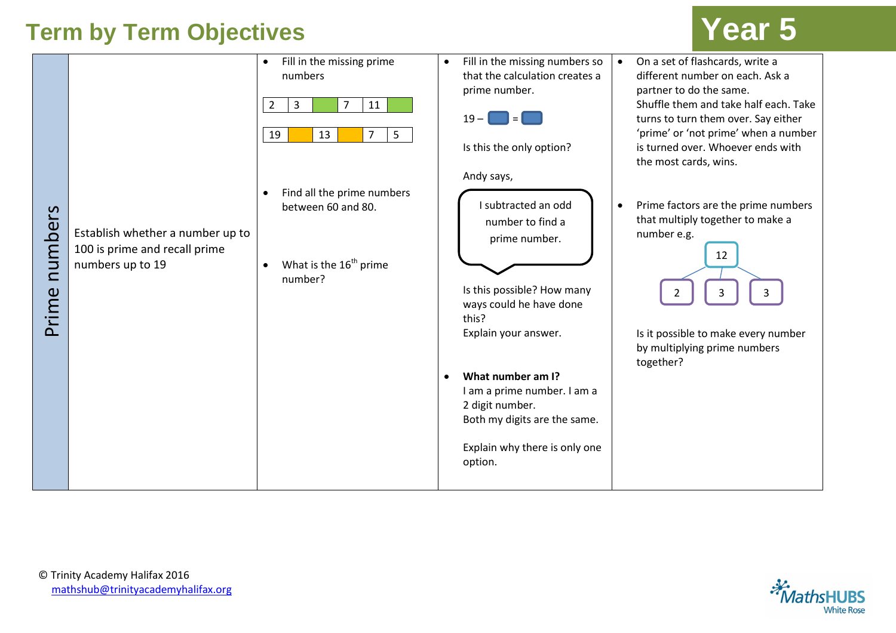# Term by Term Objectives

## Year 5

| Prime numbers | Establish whether a number up to 100 is prime and recall prime numbers up to 19 | • Fill in the missing prime numbers<br><br>\| 2 \| 3 \| \| 7 \| 11 \| \|<br><br>\| 19 \| \| 13 \| \| 7 \| 5 \|<br><br>• Find all the prime numbers between 60 and 80.<br><br>• What is the 16th prime number? | • Fill in the missing numbers so that the calculation creates a prime number.<br><br>$19 - \square = \square$<br><br>Is this the only option?<br><br>Andy says,<br><br>"I subtracted an odd number to find a prime number."<br><br>Is this possible? How many ways could he have done this?<br>Explain your answer.<br><br>• **What number am I?**<br>I am a prime number. I am a 2 digit number.<br>Both my digits are the same.<br><br>Explain why there is only one option. | • On a set of flashcards, write a different number on each. Ask a partner to do the same.<br>Shuffle them and take half each. Take turns to turn them over. Say either 'prime' or 'not prime' when a number is turned over. Whoever ends with the most cards, wins.<br><br>• Prime factors are the prime numbers that multiply together to make a number e.g.<br><br>12 → 2, 3, 3<br><br>Is it possible to make every number by multiplying prime numbers together? |
|---|---|---|---|---|

© Trinity Academy Halifax 2016
mathshub@trinityacademyhalifax.org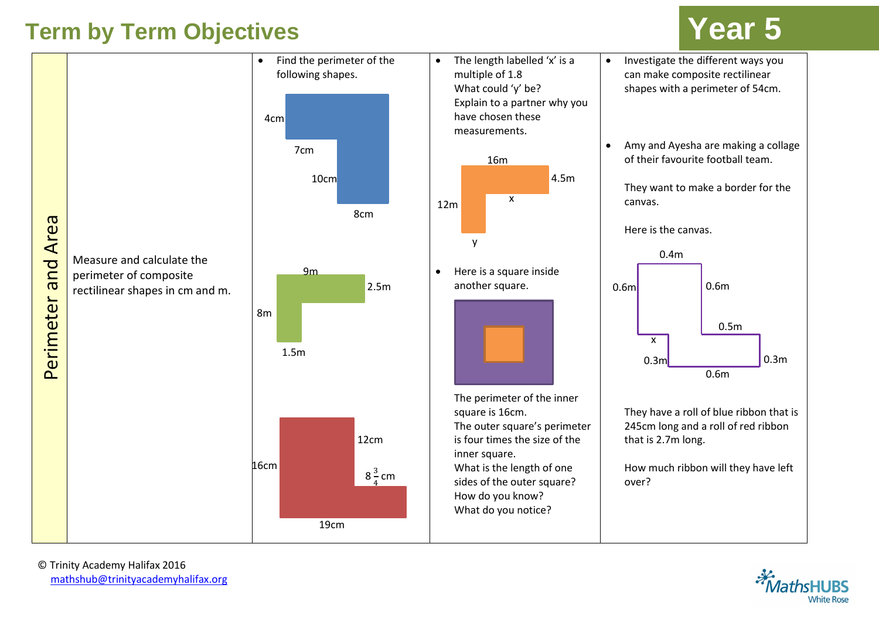# Term by Term Objectives

## Year 5

| Perimeter and Area | | | | |
|---|---|---|---|---|
| | Measure and calculate the perimeter of composite rectilinear shapes in cm and m. | • Find the perimeter of the following shapes.<br><br>4cm, 7cm, 10cm, 8cm<br><br>9m, 2.5m, 8m, 1.5m<br><br>16cm, 12cm, $8\frac{3}{4}$ cm, 19cm | • The length labelled 'x' is a multiple of 1.8<br>What could 'y' be?<br>Explain to a partner why you have chosen these measurements.<br><br>16m, 4.5m, 12m, x, y<br><br>• Here is a square inside another square.<br><br>The perimeter of the inner square is 16cm.<br>The outer square's perimeter is four times the size of the inner square.<br>What is the length of one sides of the outer square?<br>How do you know?<br>What do you notice? | • Investigate the different ways you can make composite rectilinear shapes with a perimeter of 54cm.<br><br>• Amy and Ayesha are making a collage of their favourite football team.<br><br>They want to make a border for the canvas.<br><br>Here is the canvas.<br><br>0.4m, 0.6m, 0.6m, 0.5m, x, 0.3m, 0.3m, 0.6m<br><br>They have a roll of blue ribbon that is 245cm long and a roll of red ribbon that is 2.7m long.<br><br>How much ribbon will they have left over? |

© Trinity Academy Halifax 2016
mathshub@trinityacademyhalifax.org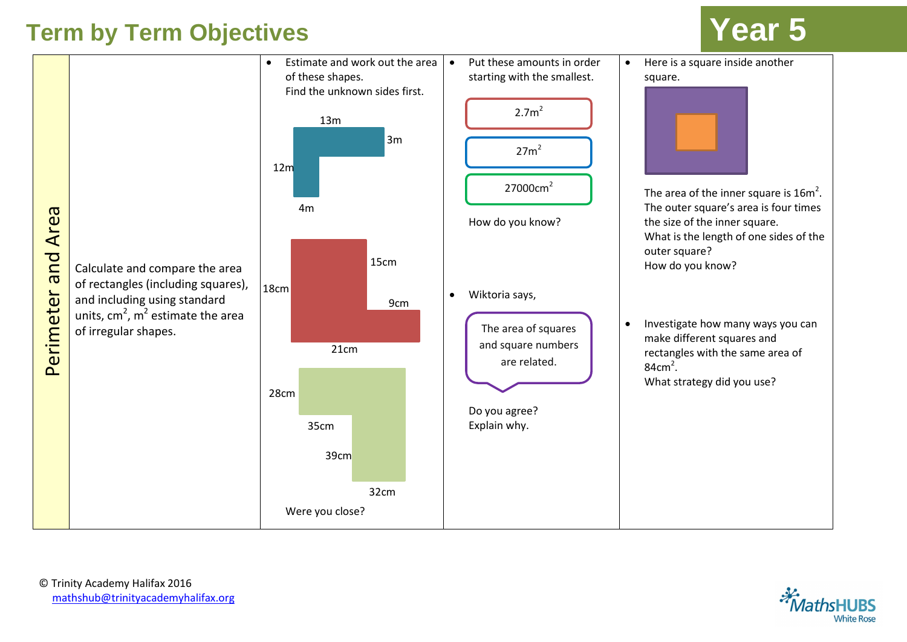# Term by Term Objectives

## Year 5

| Perimeter and Area | | | | |
|---|---|---|---|---|
| | Calculate and compare the area of rectangles (including squares), and including using standard units, $cm^2$, $m^2$ estimate the area of irregular shapes. | • Estimate and work out the area of these shapes. Find the unknown sides first. <br><br> 13m, 3m, 12m, 4m <br><br> 15cm, 18cm, 9cm, 21cm <br><br> 28cm, 35cm, 39cm, 32cm <br><br> Were you close? | • Put these amounts in order starting with the smallest. <br><br> $2.7m^2$ <br> $27m^2$ <br> $27000cm^2$ <br><br> How do you know? <br><br> • Wiktoria says, <br><br> The area of squares and square numbers are related. <br><br> Do you agree? Explain why. | • Here is a square inside another square. <br><br> The area of the inner square is $16m^2$. The outer square's area is four times the size of the inner square. What is the length of one sides of the outer square? How do you know? <br><br> • Investigate how many ways you can make different squares and rectangles with the same area of $84cm^2$. What strategy did you use? |

© Trinity Academy Halifax 2016
mathshub@trinityacademyhalifax.org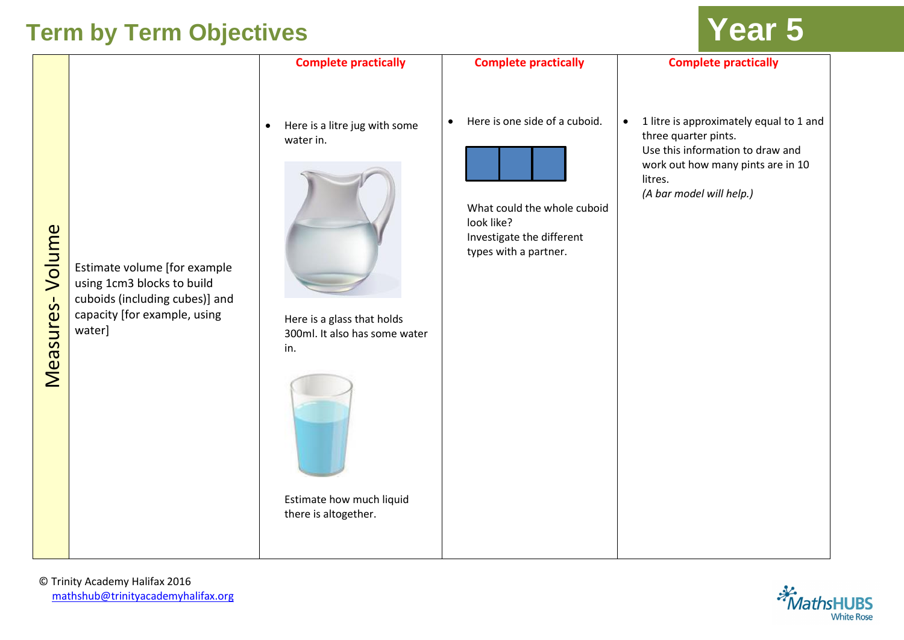# Term by Term Objectives

**Year 5**

| Measures- Volume | | | | |
|---|---|---|---|---|
| | Estimate volume [for example using 1cm3 blocks to build cuboids (including cubes)] and capacity [for example, using water] | **Complete practically**<br><br>• Here is a litre jug with some water in.<br><br>Here is a glass that holds 300ml. It also has some water in.<br><br>Estimate how much liquid there is altogether. | **Complete practically**<br><br>• Here is one side of a cuboid.<br><br>What could the whole cuboid look like?<br>Investigate the different types with a partner. | **Complete practically**<br><br>• 1 litre is approximately equal to 1 and three quarter pints.<br>Use this information to draw and work out how many pints are in 10 litres.<br>*(A bar model will help.)* |

© Trinity Academy Halifax 2016
mathshub@trinityacademyhalifax.org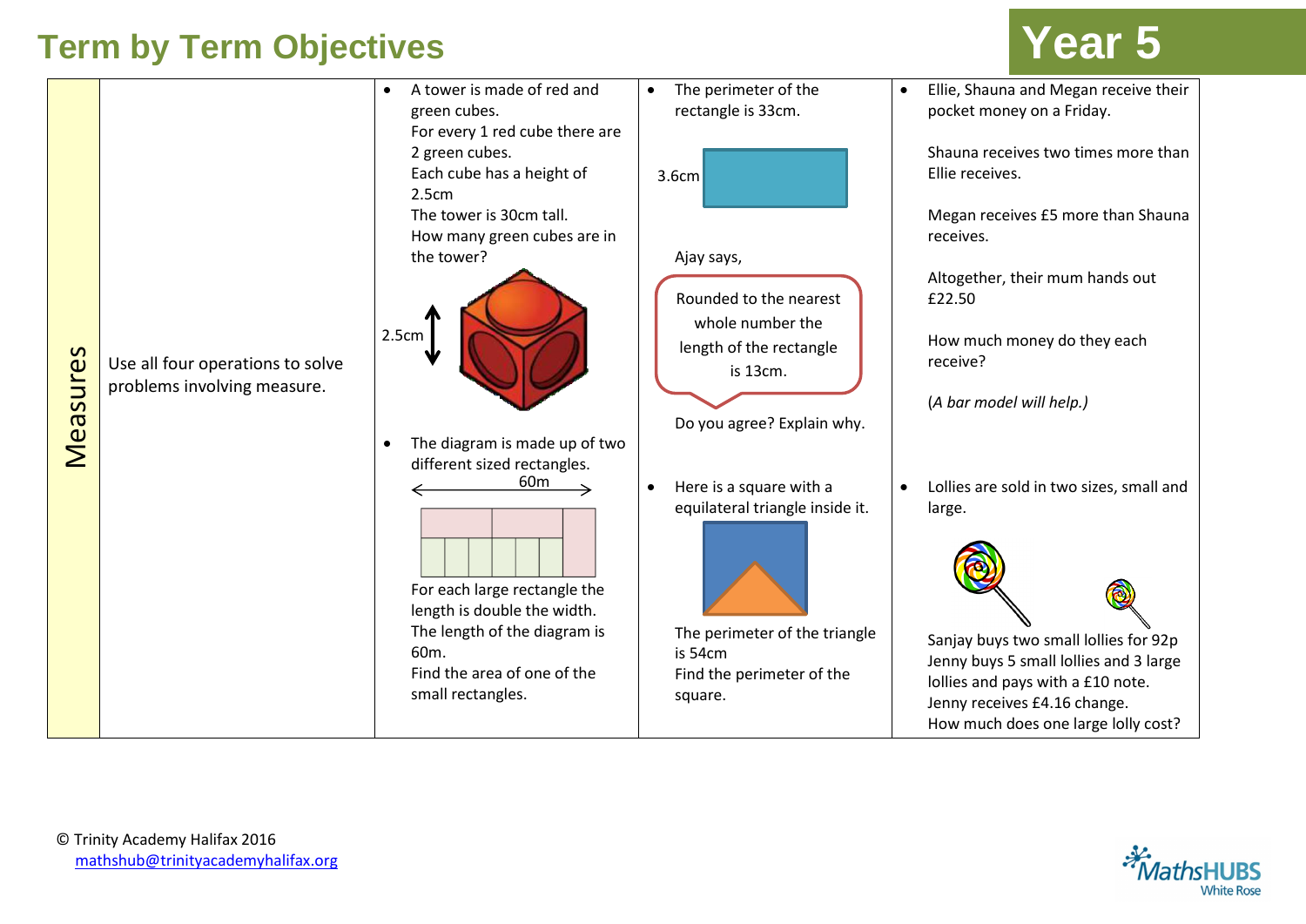# Term by Term Objectives

## Year 5

| | | | | |
|---|---|---|---|---|
| Measures | Use all four operations to solve problems involving measure. | • A tower is made of red and green cubes. For every 1 red cube there are 2 green cubes. Each cube has a height of 2.5cm. The tower is 30cm tall. How many green cubes are in the tower?<br><br>2.5cm<br><br>• The diagram is made up of two different sized rectangles.<br>60m<br>For each large rectangle the length is double the width. The length of the diagram is 60m. Find the area of one of the small rectangles. | • The perimeter of the rectangle is 33cm.<br>3.6cm<br>Ajay says,<br>Rounded to the nearest whole number the length of the rectangle is 13cm.<br>Do you agree? Explain why.<br><br>• Here is a square with a equilateral triangle inside it.<br>The perimeter of the triangle is 54cm<br>Find the perimeter of the square. | • Ellie, Shauna and Megan receive their pocket money on a Friday.<br>Shauna receives two times more than Ellie receives.<br>Megan receives £5 more than Shauna receives.<br>Altogether, their mum hands out £22.50<br>How much money do they each receive?<br>(*A bar model will help.*)<br><br>• Lollies are sold in two sizes, small and large.<br>Sanjay buys two small lollies for 92p<br>Jenny buys 5 small lollies and 3 large lollies and pays with a £10 note.<br>Jenny receives £4.16 change.<br>How much does one large lolly cost? |

© Trinity Academy Halifax 2016
mathshub@trinityacademyhalifax.org